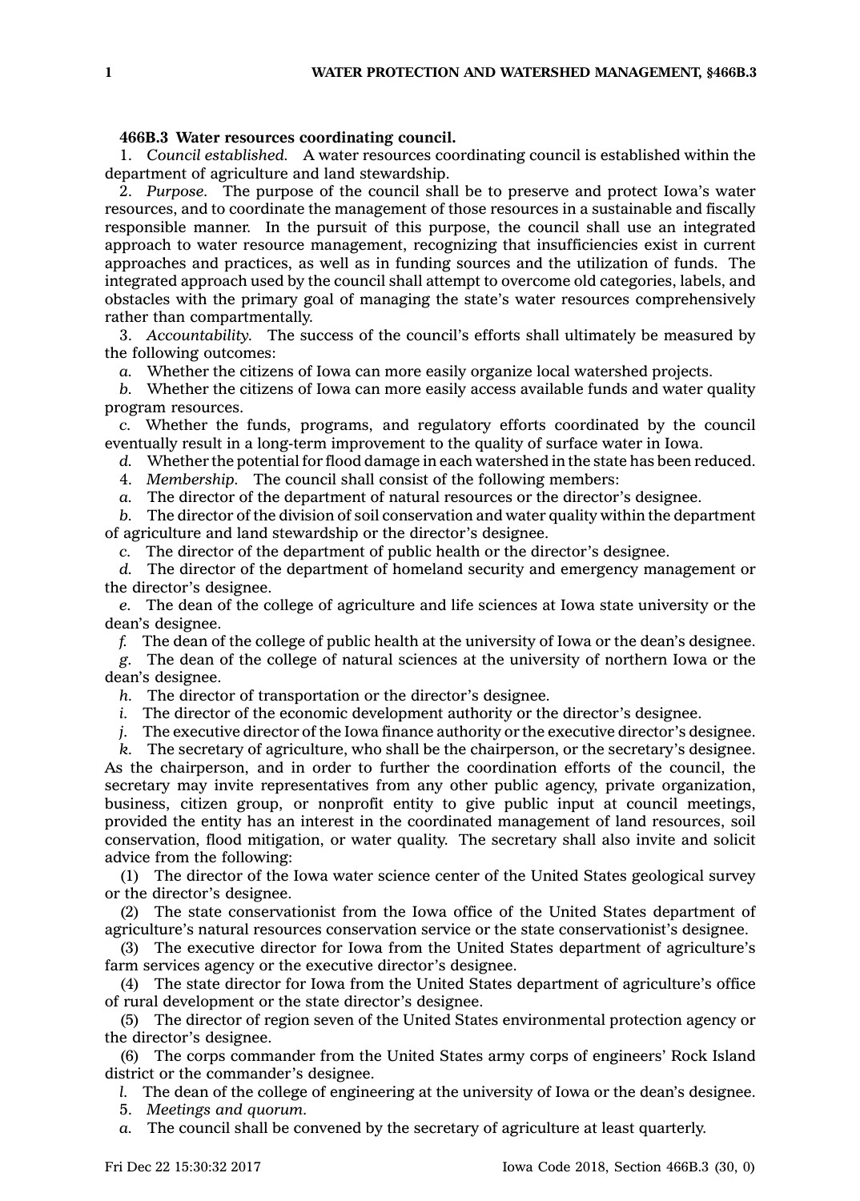**466B.3 Water resources coordinating council.**

1. *Council established.* A water resources coordinating council is established within the department of agriculture and land stewardship.

2. *Purpose.* The purpose of the council shall be to preserve and protect Iowa's water resources, and to coordinate the management of those resources in a sustainable and fiscally responsible manner. In the pursuit of this purpose, the council shall use an integrated approach to water resource management, recognizing that insufficiencies exist in current approaches and practices, as well as in funding sources and the utilization of funds. The integrated approach used by the council shall attempt to overcome old categories, labels, and obstacles with the primary goal of managing the state's water resources comprehensively rather than compartmentally.

3. *Accountability.* The success of the council's efforts shall ultimately be measured by the following outcomes:

*a.* Whether the citizens of Iowa can more easily organize local watershed projects.

*b.* Whether the citizens of Iowa can more easily access available funds and water quality program resources.

*c.* Whether the funds, programs, and regulatory efforts coordinated by the council eventually result in a long-term improvement to the quality of surface water in Iowa.

*d.* Whether the potential for flood damage in each watershed in the state has been reduced.

4. *Membership.* The council shall consist of the following members:

*a.* The director of the department of natural resources or the director's designee.

*b.* The director of the division of soil conservation and water quality within the department of agriculture and land stewardship or the director's designee.

*c.* The director of the department of public health or the director's designee.

*d.* The director of the department of homeland security and emergency management or the director's designee.

*e.* The dean of the college of agriculture and life sciences at Iowa state university or the dean's designee.

*f.* The dean of the college of public health at the university of Iowa or the dean's designee.

*g.* The dean of the college of natural sciences at the university of northern Iowa or the dean's designee.

*h.* The director of transportation or the director's designee.

*i.* The director of the economic development authority or the director's designee.

*j.* The executive director of the Iowa finance authority or the executive director's designee.

*k.* The secretary of agriculture, who shall be the chairperson, or the secretary's designee. As the chairperson, and in order to further the coordination efforts of the council, the secretary may invite representatives from any other public agency, private organization, business, citizen group, or nonprofit entity to give public input at council meetings, provided the entity has an interest in the coordinated management of land resources, soil conservation, flood mitigation, or water quality. The secretary shall also invite and solicit advice from the following:

(1) The director of the Iowa water science center of the United States geological survey or the director's designee.

(2) The state conservationist from the Iowa office of the United States department of agriculture's natural resources conservation service or the state conservationist's designee.

(3) The executive director for Iowa from the United States department of agriculture's farm services agency or the executive director's designee.

(4) The state director for Iowa from the United States department of agriculture's office of rural development or the state director's designee.

(5) The director of region seven of the United States environmental protection agency or the director's designee.

(6) The corps commander from the United States army corps of engineers' Rock Island district or the commander's designee.

*l.* The dean of the college of engineering at the university of Iowa or the dean's designee.

5. *Meetings and quorum.*

*a.* The council shall be convened by the secretary of agriculture at least quarterly.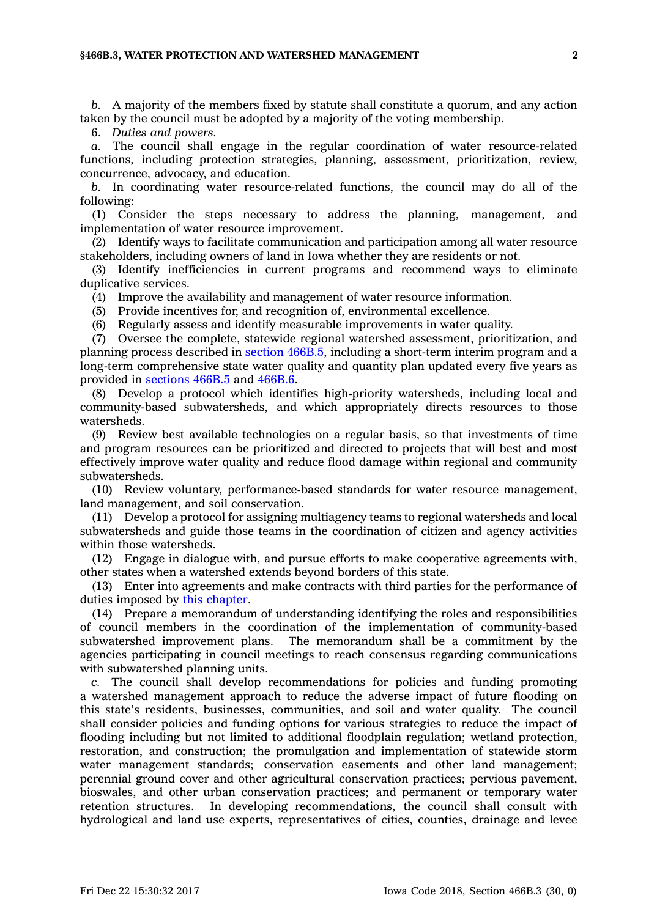*b.* A majority of the members fixed by statute shall constitute a quorum, and any action taken by the council must be adopted by a majority of the voting membership.

6. *Duties and powers.*

*a.* The council shall engage in the regular coordination of water resource-related functions, including protection strategies, planning, assessment, prioritization, review, concurrence, advocacy, and education.

*b.* In coordinating water resource-related functions, the council may do all of the following:

(1) Consider the steps necessary to address the planning, management, and implementation of water resource improvement.

(2) Identify ways to facilitate communication and participation among all water resource stakeholders, including owners of land in Iowa whether they are residents or not.

(3) Identify inefficiencies in current programs and recommend ways to eliminate duplicative services.

(4) Improve the availability and management of water resource information.

(5) Provide incentives for, and recognition of, environmental excellence.

(6) Regularly assess and identify measurable improvements in water quality.

(7) Oversee the complete, statewide regional watershed assessment, prioritization, and planning process described in section 466B.5, including a short-term interim program and a long-term comprehensive state water quality and quantity plan updated every five years as provided in sections 466B.5 and 466B.6.

(8) Develop a protocol which identifies high-priority watersheds, including local and community-based subwatersheds, and which appropriately directs resources to those watersheds.

(9) Review best available technologies on a regular basis, so that investments of time and program resources can be prioritized and directed to projects that will best and most effectively improve water quality and reduce flood damage within regional and community subwatersheds.

(10) Review voluntary, performance-based standards for water resource management, land management, and soil conservation.

(11) Develop a protocol for assigning multiagency teams to regional watersheds and local subwatersheds and guide those teams in the coordination of citizen and agency activities within those watersheds.

(12) Engage in dialogue with, and pursue efforts to make cooperative agreements with, other states when a watershed extends beyond borders of this state.

(13) Enter into agreements and make contracts with third parties for the performance of duties imposed by this chapter.

(14) Prepare a memorandum of understanding identifying the roles and responsibilities of council members in the coordination of the implementation of community-based subwatershed improvement plans. The memorandum shall be a commitment by the agencies participating in council meetings to reach consensus regarding communications with subwatershed planning units.

*c.* The council shall develop recommendations for policies and funding promoting a watershed management approach to reduce the adverse impact of future flooding on this state's residents, businesses, communities, and soil and water quality. The council shall consider policies and funding options for various strategies to reduce the impact of flooding including but not limited to additional floodplain regulation; wetland protection, restoration, and construction; the promulgation and implementation of statewide storm water management standards; conservation easements and other land management; perennial ground cover and other agricultural conservation practices; pervious pavement, bioswales, and other urban conservation practices; and permanent or temporary water retention structures. In developing recommendations, the council shall consult with hydrological and land use experts, representatives of cities, counties, drainage and levee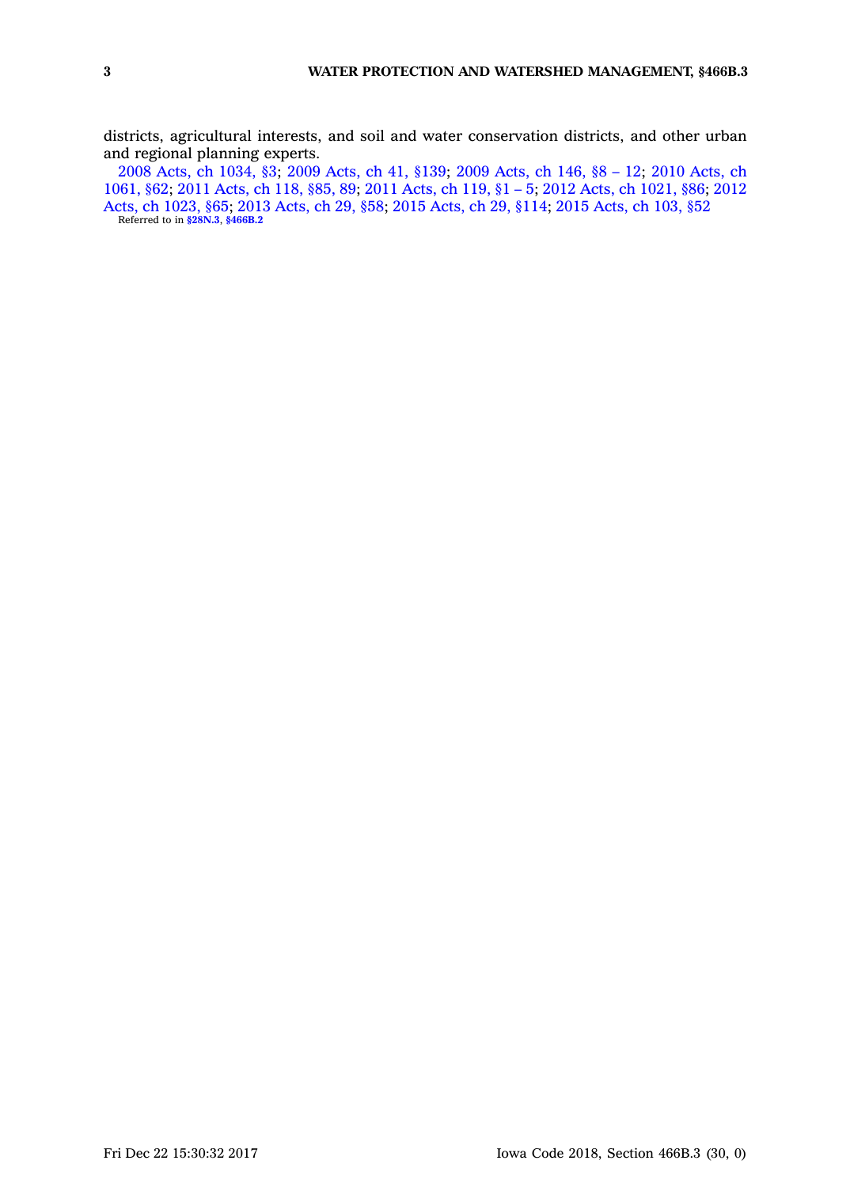districts, agricultural interests, and soil and water conservation districts, and other urban and regional planning experts.

2008 Acts, ch 1034, §3; 2009 Acts, ch 41, §139; 2009 Acts, ch 146, §8 – 12; 2010 Acts, ch 1061, §62; 2011 Acts, ch 118, §85, 89; 2011 Acts, ch 119, §1 – 5; 2012 Acts, ch 1021, §86; 2012 Acts, ch 1023, §65; 2013 Acts, ch 29, §58; 2015 Acts, ch 29, §114; 2015 Acts, ch 103, §52

Referred to in **§28N.3**, **§466B.2**